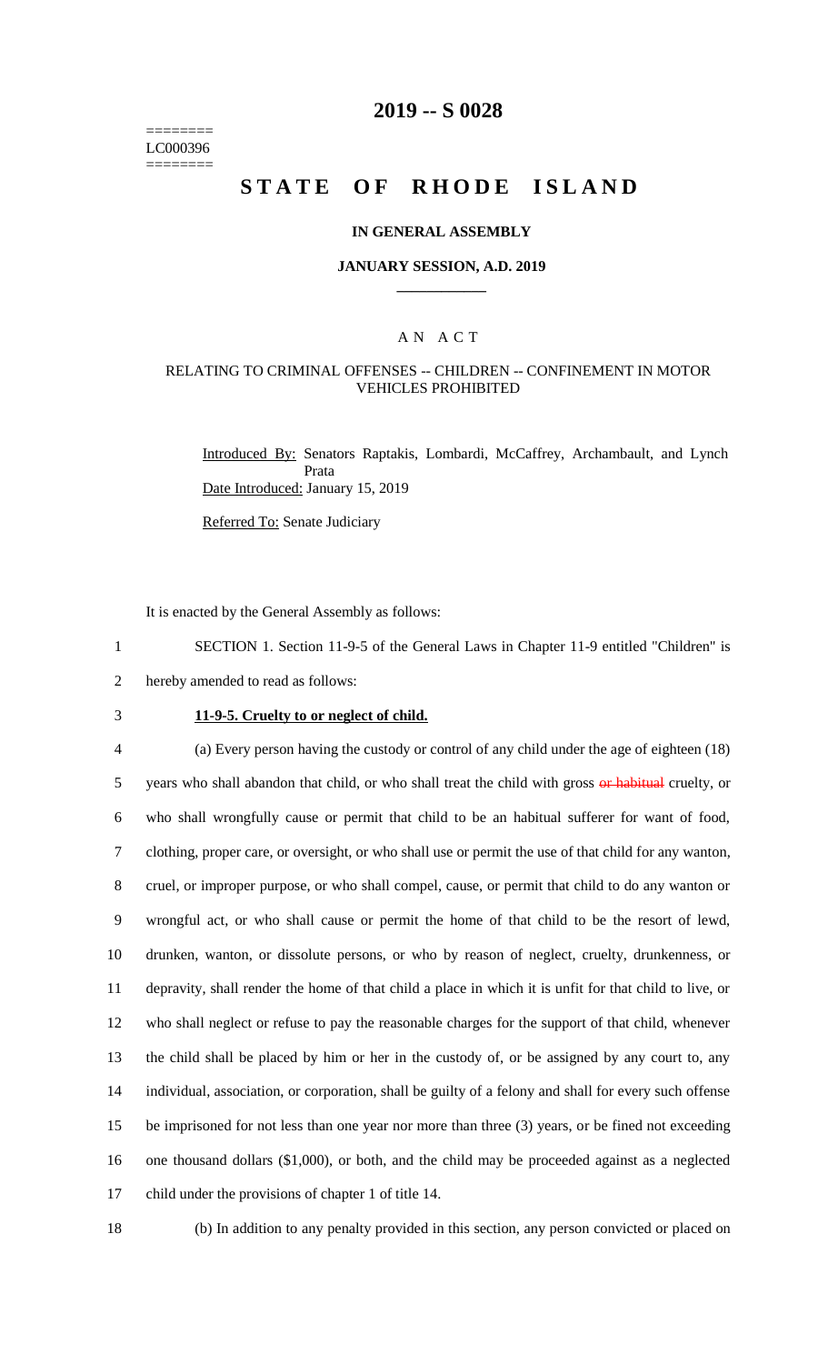========
LC000396
========

# 2019 -- S 0028

# STATE OF RHODE ISLAND

### IN GENERAL ASSEMBLY

### JANUARY SESSION, A.D. 2019

## A N A C T

### RELATING TO CRIMINAL OFFENSES -- CHILDREN -- CONFINEMENT IN MOTOR VEHICLES PROHIBITED

Introduced By: Senators Raptakis, Lombardi, McCaffrey, Archambault, and Lynch Prata

Date Introduced: January 15, 2019

Referred To: Senate Judiciary

It is enacted by the General Assembly as follows:

1 SECTION 1. Section 11-9-5 of the General Laws in Chapter 11-9 entitled "Children" is
2 hereby amended to read as follows:

3 **11-9-5. Cruelty to or neglect of child.**

4 (a) Every person having the custody or control of any child under the age of eighteen (18)
5 years who shall abandon that child, or who shall treat the child with gross ~~or habitual~~ cruelty, or
6 who shall wrongfully cause or permit that child to be an habitual sufferer for want of food,
7 clothing, proper care, or oversight, or who shall use or permit the use of that child for any wanton,
8 cruel, or improper purpose, or who shall compel, cause, or permit that child to do any wanton or
9 wrongful act, or who shall cause or permit the home of that child to be the resort of lewd,
10 drunken, wanton, or dissolute persons, or who by reason of neglect, cruelty, drunkenness, or
11 depravity, shall render the home of that child a place in which it is unfit for that child to live, or
12 who shall neglect or refuse to pay the reasonable charges for the support of that child, whenever
13 the child shall be placed by him or her in the custody of, or be assigned by any court to, any
14 individual, association, or corporation, shall be guilty of a felony and shall for every such offense
15 be imprisoned for not less than one year nor more than three (3) years, or be fined not exceeding
16 one thousand dollars ($1,000), or both, and the child may be proceeded against as a neglected
17 child under the provisions of chapter 1 of title 14.

18 (b) In addition to any penalty provided in this section, any person convicted or placed on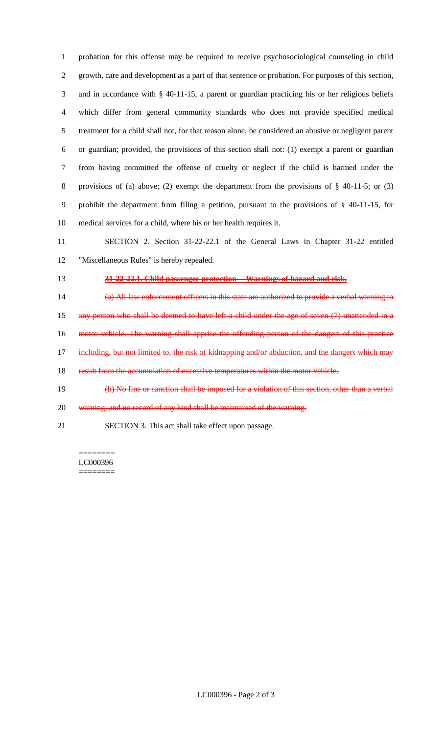probation for this offense may be required to receive psychosociological counseling in child growth, care and development as a part of that sentence or probation. For purposes of this section, and in accordance with § 40-11-15, a parent or guardian practicing his or her religious beliefs which differ from general community standards who does not provide specified medical treatment for a child shall not, for that reason alone, be considered an abusive or negligent parent or guardian; provided, the provisions of this section shall not: (1) exempt a parent or guardian from having committed the offense of cruelty or neglect if the child is harmed under the provisions of (a) above; (2) exempt the department from the provisions of § 40-11-5; or (3) prohibit the department from filing a petition, pursuant to the provisions of § 40-11-15, for medical services for a child, where his or her health requires it.

SECTION 2. Section 31-22-22.1 of the General Laws in Chapter 31-22 entitled "Miscellaneous Rules" is hereby repealed.

~~**31-22-22.1. Child passenger protection -- Warnings of hazard and risk.**~~

~~(a) All law enforcement officers in this state are authorized to provide a verbal warning to any person who shall be deemed to have left a child under the age of seven (7) unattended in a motor vehicle. The warning shall apprise the offending person of the dangers of this practice including, but not limited to, the risk of kidnapping and/or abduction, and the dangers which may result from the accumulation of excessive temperatures within the motor vehicle.~~

~~(b) No fine or sanction shall be imposed for a violation of this section, other than a verbal warning, and no record of any kind shall be maintained of the warning.~~

SECTION 3. This act shall take effect upon passage.

========
LC000396
========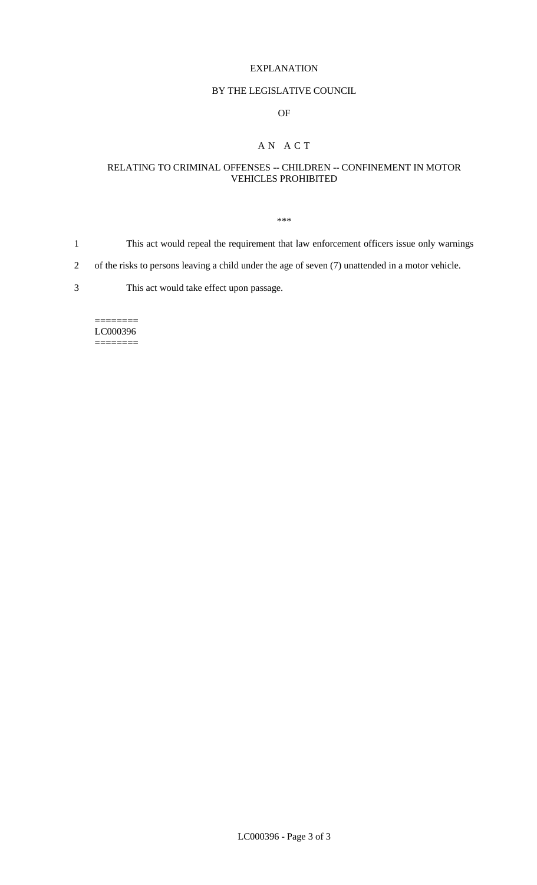# EXPLANATION

## BY THE LEGISLATIVE COUNCIL

## OF

## A N A C T

## RELATING TO CRIMINAL OFFENSES -- CHILDREN -- CONFINEMENT IN MOTOR VEHICLES PROHIBITED

\*\*\*

1 This act would repeal the requirement that law enforcement officers issue only warnings

2 of the risks to persons leaving a child under the age of seven (7) unattended in a motor vehicle.

3 This act would take effect upon passage.

========
LC000396
========